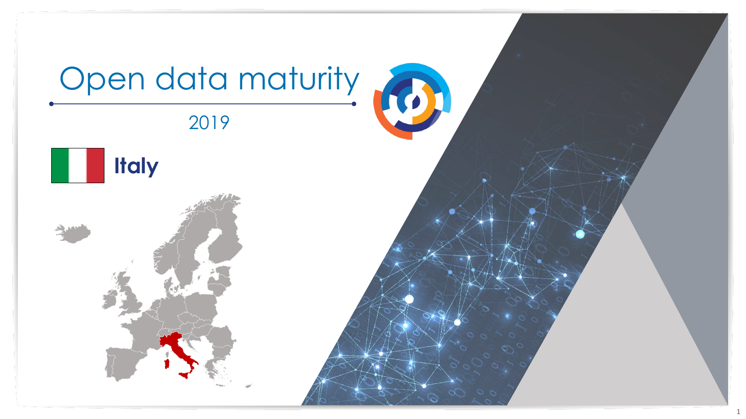# Open data maturity

2019

## Italy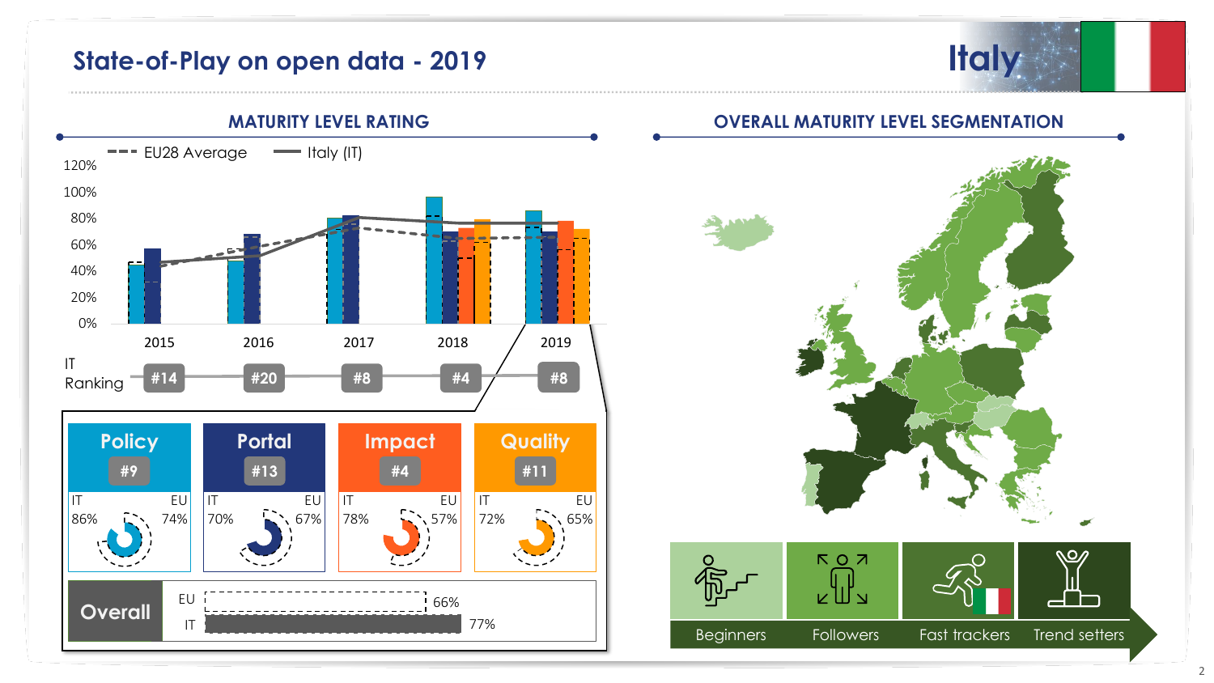# State-of-Play on open data - 2019

## Italy

### MATURITY LEVEL RATING

EU28 Average — Italy (IT)

| | 2015 | 2016 | 2017 | 2018 | 2019 |
|---|---|---|---|---|---|
| IT Ranking | #14 | #20 | #8 | #4 | #8 |

| | Policy | Portal | Impact | Quality |
|---|---|---|---|---|
| Rank | #9 | #13 | #4 | #11 |
| IT | 86% | 70% | 78% | 72% |
| EU | 74% | 67% | 57% | 65% |

**Overall**

| | |
|---|---|
| EU | 66% |
| IT | 77% |

### OVERALL MATURITY LEVEL SEGMENTATION

Beginners | Followers | Fast trackers | Trend setters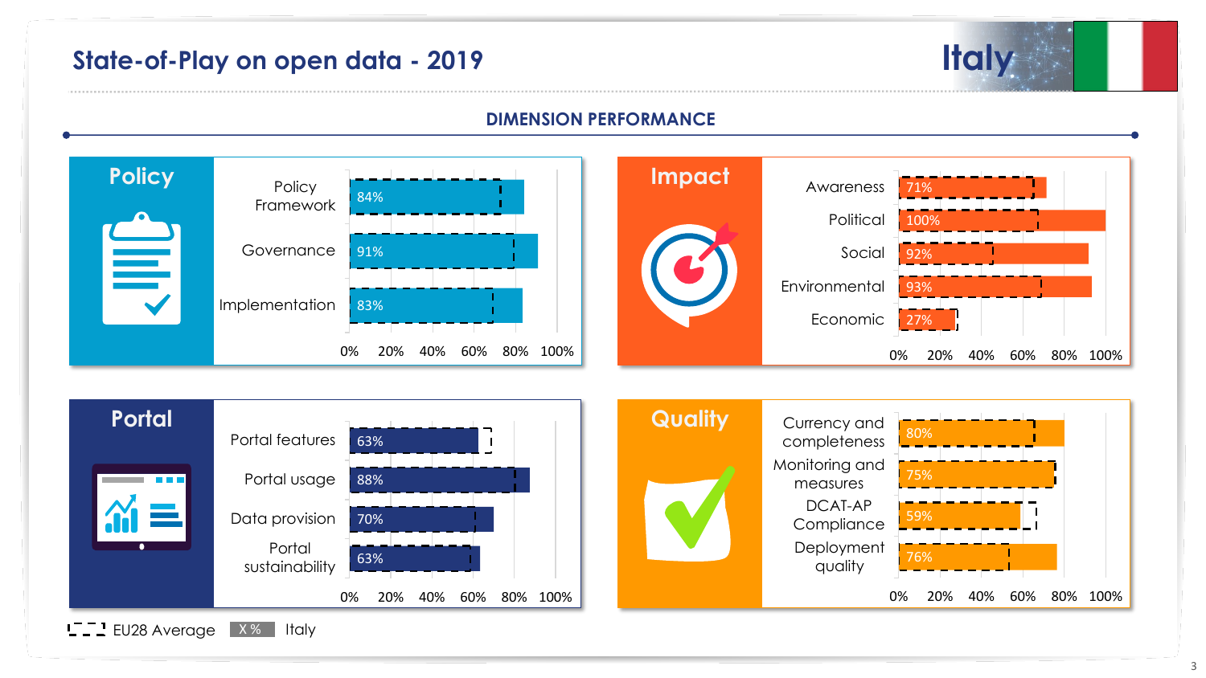# State-of-Play on open data - 2019

## Italy

### DIMENSION PERFORMANCE

#### Policy

| Indicator | Italy |
|---|---|
| Policy Framework | 84% |
| Governance | 91% |
| Implementation | 83% |

#### Impact

| Indicator | Italy |
|---|---|
| Awareness | 71% |
| Political | 100% |
| Social | 92% |
| Environmental | 93% |
| Economic | 27% |

#### Portal

| Indicator | Italy |
|---|---|
| Portal features | 63% |
| Portal usage | 88% |
| Data provision | 70% |
| Portal sustainability | 63% |

#### Quality

| Indicator | Italy |
|---|---|
| Currency and completeness | 80% |
| Monitoring and measures | 75% |
| DCAT-AP Compliance | 59% |
| Deployment quality | 76% |

Legend: EU28 Average (dashed outline) | X % Italy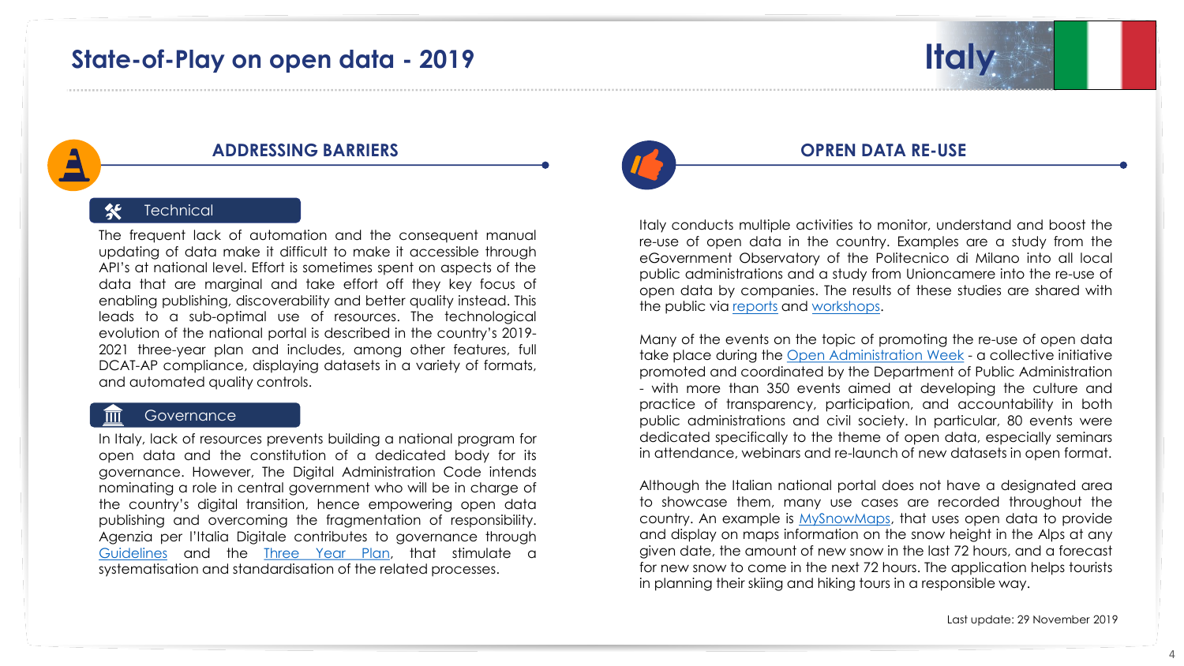# State-of-Play on open data - 2019

Italy

## ADDRESSING BARRIERS

### Technical

The frequent lack of automation and the consequent manual updating of data make it difficult to make it accessible through API's at national level. Effort is sometimes spent on aspects of the data that are marginal and take effort off they key focus of enabling publishing, discoverability and better quality instead. This leads to a sub-optimal use of resources. The technological evolution of the national portal is described in the country's 2019-2021 three-year plan and includes, among other features, full DCAT-AP compliance, displaying datasets in a variety of formats, and automated quality controls.

### Governance

In Italy, lack of resources prevents building a national program for open data and the constitution of a dedicated body for its governance. However, The Digital Administration Code intends nominating a role in central government who will be in charge of the country's digital transition, hence empowering open data publishing and overcoming the fragmentation of responsibility. Agenzia per l'Italia Digitale contributes to governance through Guidelines and the Three Year Plan, that stimulate a systematisation and standardisation of the related processes.

## OPREN DATA RE-USE

Italy conducts multiple activities to monitor, understand and boost the re-use of open data in the country. Examples are a study from the eGovernment Observatory of the Politecnico di Milano into all local public administrations and a study from Unioncamere into the re-use of open data by companies. The results of these studies are shared with the public via reports and workshops.

Many of the events on the topic of promoting the re-use of open data take place during the Open Administration Week - a collective initiative promoted and coordinated by the Department of Public Administration - with more than 350 events aimed at developing the culture and practice of transparency, participation, and accountability in both public administrations and civil society. In particular, 80 events were dedicated specifically to the theme of open data, especially seminars in attendance, webinars and re-launch of new datasets in open format.

Although the Italian national portal does not have a designated area to showcase them, many use cases are recorded throughout the country. An example is MySnowMaps, that uses open data to provide and display on maps information on the snow height in the Alps at any given date, the amount of new snow in the last 72 hours, and a forecast for new snow to come in the next 72 hours. The application helps tourists in planning their skiing and hiking tours in a responsible way.

Last update: 29 November 2019